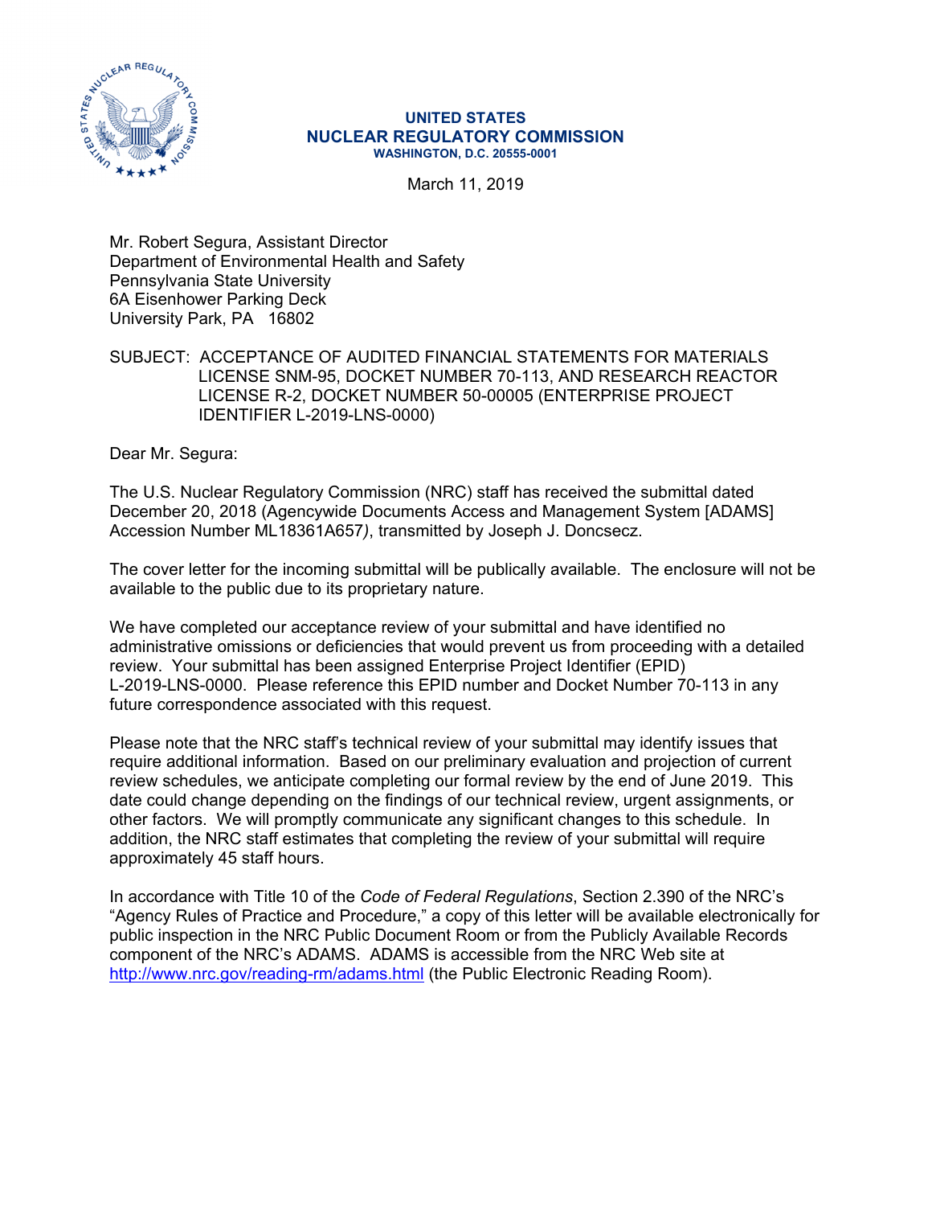**UNITED STATES**
**NUCLEAR REGULATORY COMMISSION**
**WASHINGTON, D.C. 20555-0001**

March 11, 2019

Mr. Robert Segura, Assistant Director
Department of Environmental Health and Safety
Pennsylvania State University
6A Eisenhower Parking Deck
University Park, PA 16802

SUBJECT: ACCEPTANCE OF AUDITED FINANCIAL STATEMENTS FOR MATERIALS LICENSE SNM-95, DOCKET NUMBER 70-113, AND RESEARCH REACTOR LICENSE R-2, DOCKET NUMBER 50-00005 (ENTERPRISE PROJECT IDENTIFIER L-2019-LNS-0000)

Dear Mr. Segura:

The U.S. Nuclear Regulatory Commission (NRC) staff has received the submittal dated December 20, 2018 (Agencywide Documents Access and Management System [ADAMS] Accession Number ML18361A657*)*, transmitted by Joseph J. Doncsecz.

The cover letter for the incoming submittal will be publically available. The enclosure will not be available to the public due to its proprietary nature.

We have completed our acceptance review of your submittal and have identified no administrative omissions or deficiencies that would prevent us from proceeding with a detailed review. Your submittal has been assigned Enterprise Project Identifier (EPID) L-2019-LNS-0000. Please reference this EPID number and Docket Number 70-113 in any future correspondence associated with this request.

Please note that the NRC staff's technical review of your submittal may identify issues that require additional information. Based on our preliminary evaluation and projection of current review schedules, we anticipate completing our formal review by the end of June 2019. This date could change depending on the findings of our technical review, urgent assignments, or other factors. We will promptly communicate any significant changes to this schedule. In addition, the NRC staff estimates that completing the review of your submittal will require approximately 45 staff hours.

In accordance with Title 10 of the *Code of Federal Regulations*, Section 2.390 of the NRC's "Agency Rules of Practice and Procedure," a copy of this letter will be available electronically for public inspection in the NRC Public Document Room or from the Publicly Available Records component of the NRC's ADAMS. ADAMS is accessible from the NRC Web site at http://www.nrc.gov/reading-rm/adams.html (the Public Electronic Reading Room).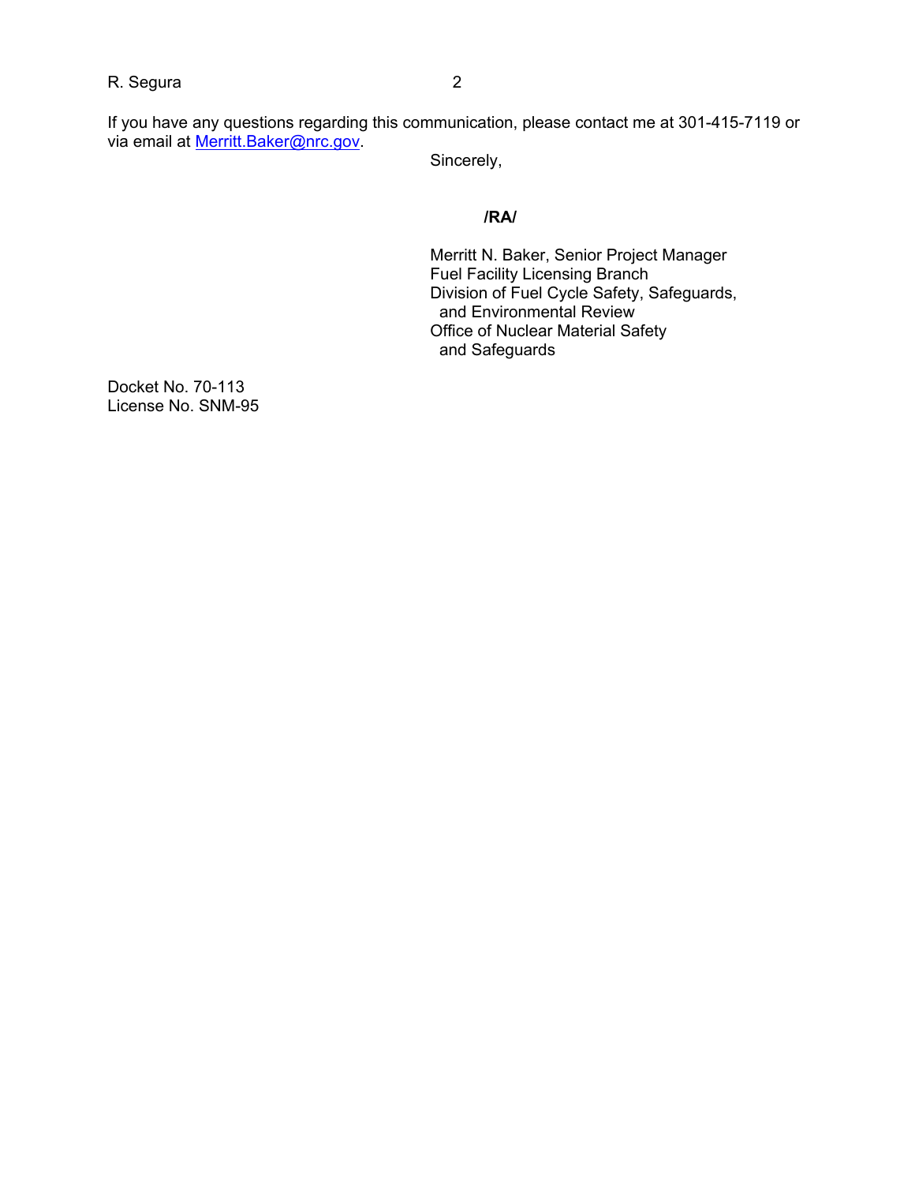If you have any questions regarding this communication, please contact me at 301-415-7119 or via email at Merritt.Baker@nrc.gov.

Sincerely,

**/RA/**

Merritt N. Baker, Senior Project Manager
Fuel Facility Licensing Branch
Division of Fuel Cycle Safety, Safeguards,
 and Environmental Review
Office of Nuclear Material Safety
 and Safeguards

Docket No. 70-113
License No. SNM-95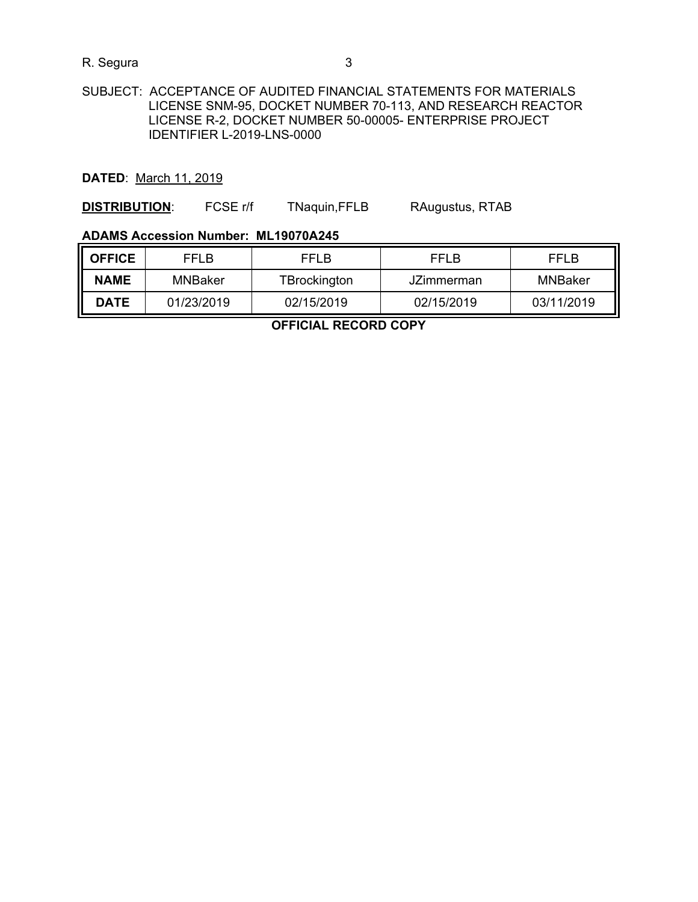SUBJECT: ACCEPTANCE OF AUDITED FINANCIAL STATEMENTS FOR MATERIALS LICENSE SNM-95, DOCKET NUMBER 70-113, AND RESEARCH REACTOR LICENSE R-2, DOCKET NUMBER 50-00005- ENTERPRISE PROJECT IDENTIFIER L-2019-LNS-0000

**DATED**: March 11, 2019

**DISTRIBUTION**: FCSE r/f TNaquin,FFLB RAugustus, RTAB

**ADAMS Accession Number: ML19070A245**

| **OFFICE** | FFLB | FFLB | FFLB | FFLB |
|---|---|---|---|---|
| **NAME** | MNBaker | TBrockington | JZimmerman | MNBaker |
| **DATE** | 01/23/2019 | 02/15/2019 | 02/15/2019 | 03/11/2019 |

**OFFICIAL RECORD COPY**